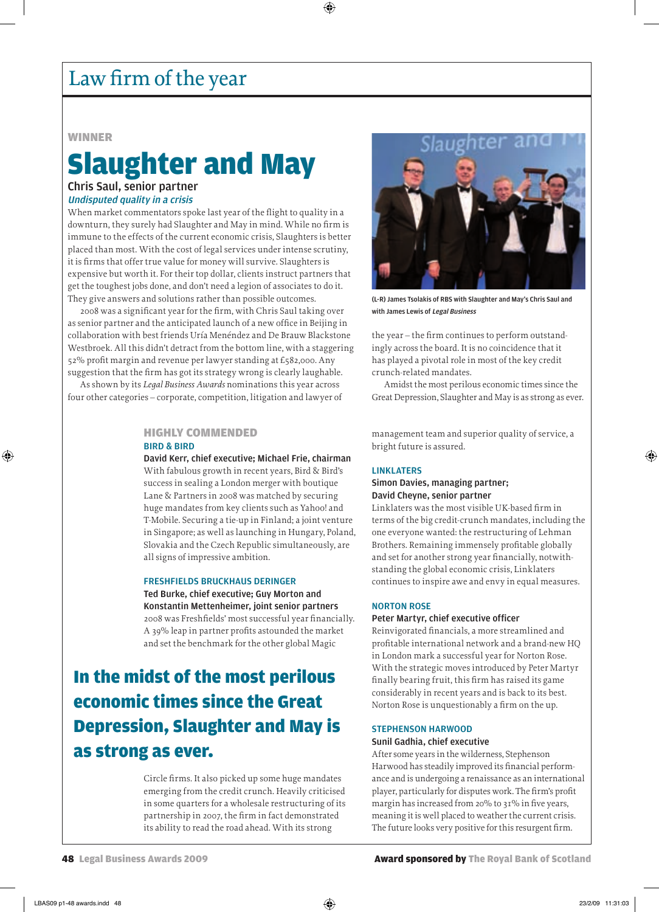# Law firm of the year

WINNER

## Slaughter and May

**Chris Saul, senior partner**

*Undisputed quality in a crisis*

When market commentators spoke last year of the flight to quality in a downturn, they surely had Slaughter and May in mind. While no firm is immune to the effects of the current economic crisis, Slaughters is better placed than most. With the cost of legal services under intense scrutiny, it is firms that offer true value for money will survive. Slaughters is expensive but worth it. For their top dollar, clients instruct partners that get the toughest jobs done, and don't need a legion of associates to do it. They give answers and solutions rather than possible outcomes.

2008 was a significant year for the firm, with Chris Saul taking over as senior partner and the anticipated launch of a new office in Beijing in collaboration with best friends Uría Menéndez and De Brauw Blackstone Westbroek. All this didn't detract from the bottom line, with a staggering 52% profit margin and revenue per lawyer standing at £582,000. Any suggestion that the firm has got its strategy wrong is clearly laughable.

As shown by its *Legal Business Awards* nominations this year across four other categories – corporate, competition, litigation and lawyer of the year – the firm continues to perform outstandingly across the board. It is no coincidence that it has played a pivotal role in most of the key credit crunch-related mandates.

Amidst the most perilous economic times since the Great Depression, Slaughter and May is as strong as ever.

(L-R) James Tsolakis of RBS with Slaughter and May's Chris Saul and with James Lewis of *Legal Business*

HIGHLY COMMENDED

### BIRD & BIRD

**David Kerr, chief executive; Michael Frie, chairman**

With fabulous growth in recent years, Bird & Bird's success in sealing a London merger with boutique Lane & Partners in 2008 was matched by securing huge mandates from key clients such as Yahoo! and T-Mobile. Securing a tie-up in Finland; a joint venture in Singapore; as well as launching in Hungary, Poland, Slovakia and the Czech Republic simultaneously, are all signs of impressive ambition.

### FRESHFIELDS BRUCKHAUS DERINGER

**Ted Burke, chief executive; Guy Morton and Konstantin Mettenheimer, joint senior partners**

2008 was Freshfields' most successful year financially. A 39% leap in partner profits astounded the market and set the benchmark for the other global Magic Circle firms. It also picked up some huge mandates emerging from the credit crunch. Heavily criticised in some quarters for a wholesale restructuring of its partnership in 2007, the firm in fact demonstrated its ability to read the road ahead. With its strong management team and superior quality of service, a bright future is assured.

**In the midst of the most perilous economic times since the Great Depression, Slaughter and May is as strong as ever.**

### LINKLATERS

**Simon Davies, managing partner; David Cheyne, senior partner**

Linklaters was the most visible UK-based firm in terms of the big credit-crunch mandates, including the one everyone wanted: the restructuring of Lehman Brothers. Remaining immensely profitable globally and set for another strong year financially, notwithstanding the global economic crisis, Linklaters continues to inspire awe and envy in equal measures.

### NORTON ROSE

**Peter Martyr, chief executive officer**

Reinvigorated financials, a more streamlined and profitable international network and a brand-new HQ in London mark a successful year for Norton Rose. With the strategic moves introduced by Peter Martyr finally bearing fruit, this firm has raised its game considerably in recent years and is back to its best. Norton Rose is unquestionably a firm on the up.

### STEPHENSON HARWOOD

**Sunil Gadhia, chief executive**

After some years in the wilderness, Stephenson Harwood has steadily improved its financial performance and is undergoing a renaissance as an international player, particularly for disputes work. The firm's profit margin has increased from 20% to 31% in five years, meaning it is well placed to weather the current crisis. The future looks very positive for this resurgent firm.

**Award sponsored by** The Royal Bank of Scotland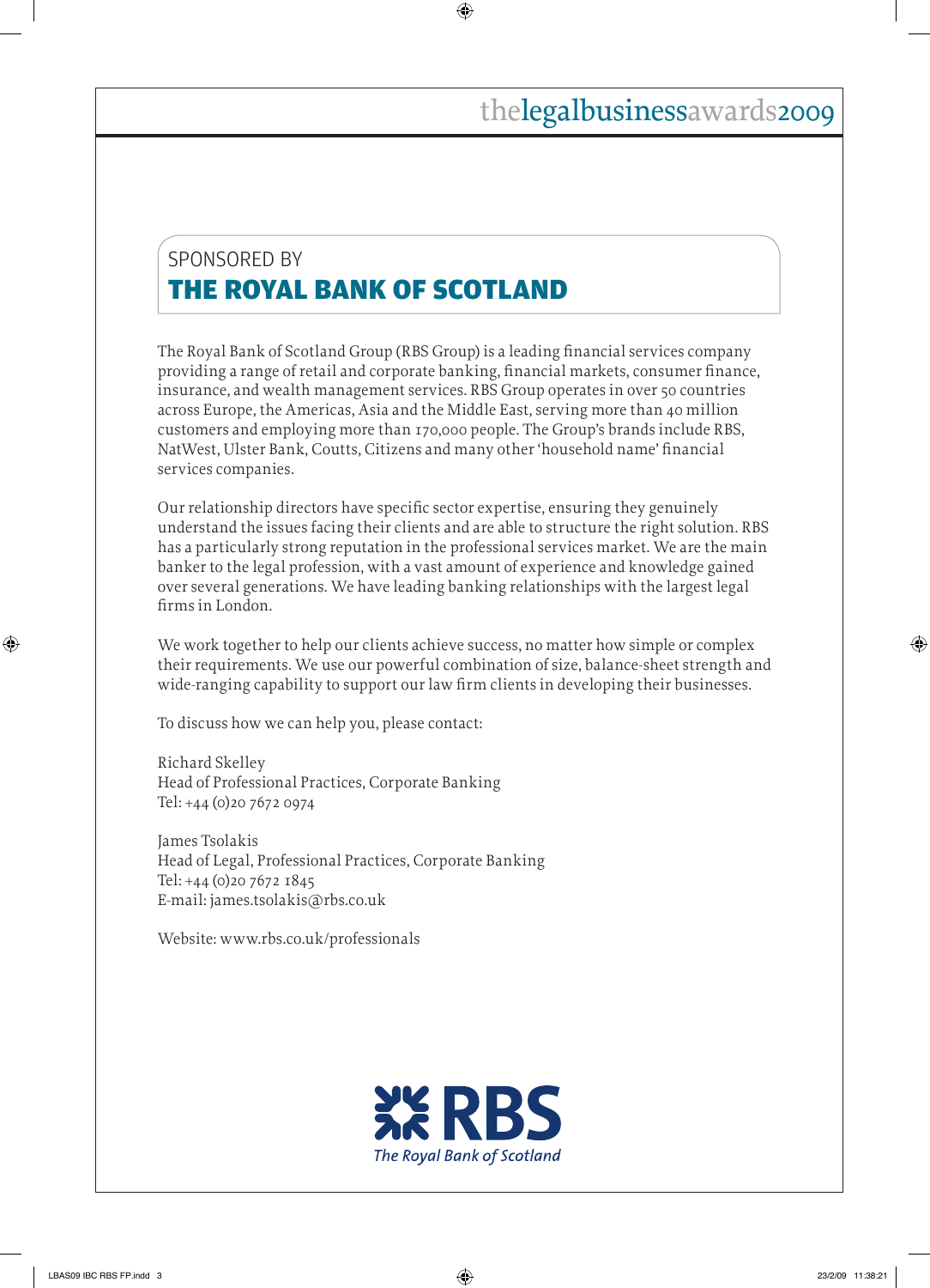thelegalbusinessawards2009

SPONSORED BY
## THE ROYAL BANK OF SCOTLAND

The Royal Bank of Scotland Group (RBS Group) is a leading financial services company providing a range of retail and corporate banking, financial markets, consumer finance, insurance, and wealth management services. RBS Group operates in over 50 countries across Europe, the Americas, Asia and the Middle East, serving more than 40 million customers and employing more than 170,000 people. The Group's brands include RBS, NatWest, Ulster Bank, Coutts, Citizens and many other 'household name' financial services companies.

Our relationship directors have specific sector expertise, ensuring they genuinely understand the issues facing their clients and are able to structure the right solution. RBS has a particularly strong reputation in the professional services market. We are the main banker to the legal profession, with a vast amount of experience and knowledge gained over several generations. We have leading banking relationships with the largest legal firms in London.

We work together to help our clients achieve success, no matter how simple or complex their requirements. We use our powerful combination of size, balance-sheet strength and wide-ranging capability to support our law firm clients in developing their businesses.

To discuss how we can help you, please contact:

Richard Skelley
Head of Professional Practices, Corporate Banking
Tel: +44 (0)20 7672 0974

James Tsolakis
Head of Legal, Professional Practices, Corporate Banking
Tel: +44 (0)20 7672 1845
E-mail: james.tsolakis@rbs.co.uk

Website: www.rbs.co.uk/professionals

RBS
*The Royal Bank of Scotland*